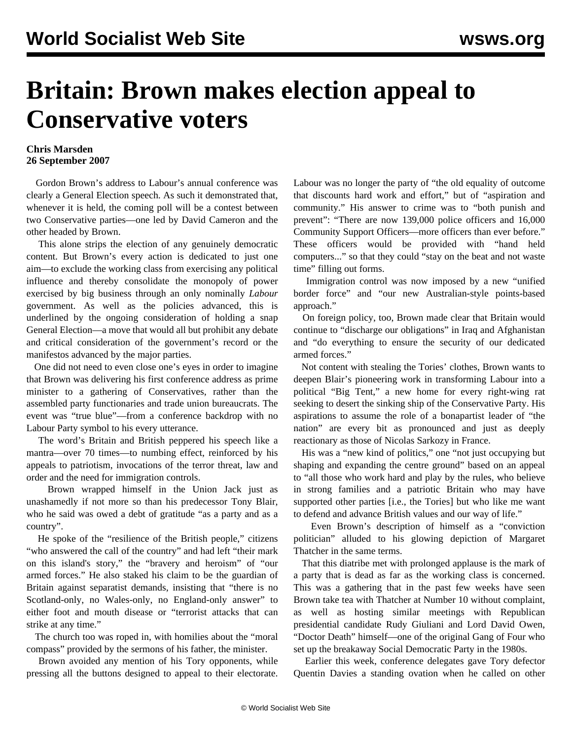# Britain: Brown makes election appeal to Conservative voters

**Chris Marsden**
**26 September 2007**

Gordon Brown's address to Labour's annual conference was clearly a General Election speech. As such it demonstrated that, whenever it is held, the coming poll will be a contest between two Conservative parties—one led by David Cameron and the other headed by Brown.

This alone strips the election of any genuinely democratic content. But Brown's every action is dedicated to just one aim—to exclude the working class from exercising any political influence and thereby consolidate the monopoly of power exercised by big business through an only nominally *Labour* government. As well as the policies advanced, this is underlined by the ongoing consideration of holding a snap General Election—a move that would all but prohibit any debate and critical consideration of the government's record or the manifestos advanced by the major parties.

One did not need to even close one's eyes in order to imagine that Brown was delivering his first conference address as prime minister to a gathering of Conservatives, rather than the assembled party functionaries and trade union bureaucrats. The event was "true blue"—from a conference backdrop with no Labour Party symbol to his every utterance.

The word's Britain and British peppered his speech like a mantra—over 70 times—to numbing effect, reinforced by his appeals to patriotism, invocations of the terror threat, law and order and the need for immigration controls.

Brown wrapped himself in the Union Jack just as unashamedly if not more so than his predecessor Tony Blair, who he said was owed a debt of gratitude "as a party and as a country".

He spoke of the "resilience of the British people," citizens "who answered the call of the country" and had left "their mark on this island's story," the "bravery and heroism" of "our armed forces." He also staked his claim to be the guardian of Britain against separatist demands, insisting that "there is no Scotland-only, no Wales-only, no England-only answer" to either foot and mouth disease or "terrorist attacks that can strike at any time."

The church too was roped in, with homilies about the "moral compass" provided by the sermons of his father, the minister.

Brown avoided any mention of his Tory opponents, while pressing all the buttons designed to appeal to their electorate. Labour was no longer the party of "the old equality of outcome that discounts hard work and effort," but of "aspiration and community." His answer to crime was to "both punish and prevent": "There are now 139,000 police officers and 16,000 Community Support Officers—more officers than ever before." These officers would be provided with "hand held computers..." so that they could "stay on the beat and not waste time" filling out forms.

Immigration control was now imposed by a new "unified border force" and "our new Australian-style points-based approach."

On foreign policy, too, Brown made clear that Britain would continue to "discharge our obligations" in Iraq and Afghanistan and "do everything to ensure the security of our dedicated armed forces."

Not content with stealing the Tories' clothes, Brown wants to deepen Blair's pioneering work in transforming Labour into a political "Big Tent," a new home for every right-wing rat seeking to desert the sinking ship of the Conservative Party. His aspirations to assume the role of a bonapartist leader of "the nation" are every bit as pronounced and just as deeply reactionary as those of Nicolas Sarkozy in France.

His was a "new kind of politics," one "not just occupying but shaping and expanding the centre ground" based on an appeal to "all those who work hard and play by the rules, who believe in strong families and a patriotic Britain who may have supported other parties [i.e., the Tories] but who like me want to defend and advance British values and our way of life."

Even Brown's description of himself as a "conviction politician" alluded to his glowing depiction of Margaret Thatcher in the same terms.

That this diatribe met with prolonged applause is the mark of a party that is dead as far as the working class is concerned. This was a gathering that in the past few weeks have seen Brown take tea with Thatcher at Number 10 without complaint, as well as hosting similar meetings with Republican presidential candidate Rudy Giuliani and Lord David Owen, "Doctor Death" himself—one of the original Gang of Four who set up the breakaway Social Democratic Party in the 1980s.

Earlier this week, conference delegates gave Tory defector Quentin Davies a standing ovation when he called on other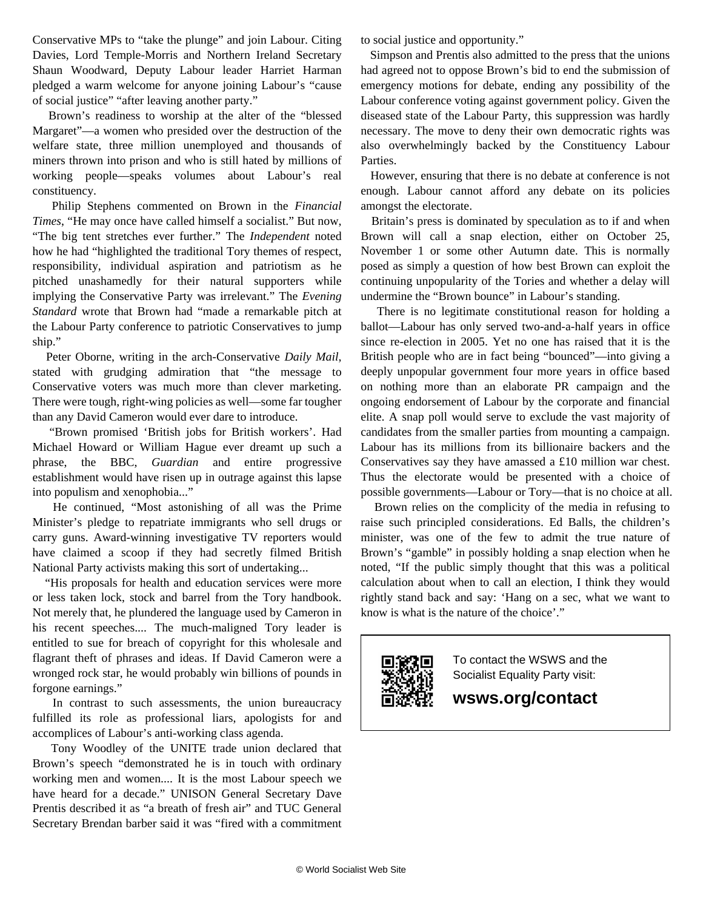Conservative MPs to "take the plunge" and join Labour. Citing Davies, Lord Temple-Morris and Northern Ireland Secretary Shaun Woodward, Deputy Labour leader Harriet Harman pledged a warm welcome for anyone joining Labour's "cause of social justice" "after leaving another party."

Brown's readiness to worship at the alter of the "blessed Margaret"—a women who presided over the destruction of the welfare state, three million unemployed and thousands of miners thrown into prison and who is still hated by millions of working people—speaks volumes about Labour's real constituency.

Philip Stephens commented on Brown in the *Financial Times*, "He may once have called himself a socialist." But now, "The big tent stretches ever further." The *Independent* noted how he had "highlighted the traditional Tory themes of respect, responsibility, individual aspiration and patriotism as he pitched unashamedly for their natural supporters while implying the Conservative Party was irrelevant." The *Evening Standard* wrote that Brown had "made a remarkable pitch at the Labour Party conference to patriotic Conservatives to jump ship."

Peter Oborne, writing in the arch-Conservative *Daily Mail*, stated with grudging admiration that "the message to Conservative voters was much more than clever marketing. There were tough, right-wing policies as well—some far tougher than any David Cameron would ever dare to introduce.

"Brown promised 'British jobs for British workers'. Had Michael Howard or William Hague ever dreamt up such a phrase, the BBC, *Guardian* and entire progressive establishment would have risen up in outrage against this lapse into populism and xenophobia..."

He continued, "Most astonishing of all was the Prime Minister's pledge to repatriate immigrants who sell drugs or carry guns. Award-winning investigative TV reporters would have claimed a scoop if they had secretly filmed British National Party activists making this sort of undertaking...

"His proposals for health and education services were more or less taken lock, stock and barrel from the Tory handbook. Not merely that, he plundered the language used by Cameron in his recent speeches.... The much-maligned Tory leader is entitled to sue for breach of copyright for this wholesale and flagrant theft of phrases and ideas. If David Cameron were a wronged rock star, he would probably win billions of pounds in forgone earnings."

In contrast to such assessments, the union bureaucracy fulfilled its role as professional liars, apologists for and accomplices of Labour's anti-working class agenda.

Tony Woodley of the UNITE trade union declared that Brown's speech "demonstrated he is in touch with ordinary working men and women.... It is the most Labour speech we have heard for a decade." UNISON General Secretary Dave Prentis described it as "a breath of fresh air" and TUC General Secretary Brendan barber said it was "fired with a commitment to social justice and opportunity."

Simpson and Prentis also admitted to the press that the unions had agreed not to oppose Brown's bid to end the submission of emergency motions for debate, ending any possibility of the Labour conference voting against government policy. Given the diseased state of the Labour Party, this suppression was hardly necessary. The move to deny their own democratic rights was also overwhelmingly backed by the Constituency Labour Parties.

However, ensuring that there is no debate at conference is not enough. Labour cannot afford any debate on its policies amongst the electorate.

Britain's press is dominated by speculation as to if and when Brown will call a snap election, either on October 25, November 1 or some other Autumn date. This is normally posed as simply a question of how best Brown can exploit the continuing unpopularity of the Tories and whether a delay will undermine the "Brown bounce" in Labour's standing.

There is no legitimate constitutional reason for holding a ballot—Labour has only served two-and-a-half years in office since re-election in 2005. Yet no one has raised that it is the British people who are in fact being "bounced"—into giving a deeply unpopular government four more years in office based on nothing more than an elaborate PR campaign and the ongoing endorsement of Labour by the corporate and financial elite. A snap poll would serve to exclude the vast majority of candidates from the smaller parties from mounting a campaign. Labour has its millions from its billionaire backers and the Conservatives say they have amassed a £10 million war chest. Thus the electorate would be presented with a choice of possible governments—Labour or Tory—that is no choice at all.

Brown relies on the complicity of the media in refusing to raise such principled considerations. Ed Balls, the children's minister, was one of the few to admit the true nature of Brown's "gamble" in possibly holding a snap election when he noted, "If the public simply thought that this was a political calculation about when to call an election, I think they would rightly stand back and say: 'Hang on a sec, what we want to know is what is the nature of the choice'."

To contact the WSWS and the Socialist Equality Party visit:

**wsws.org/contact**